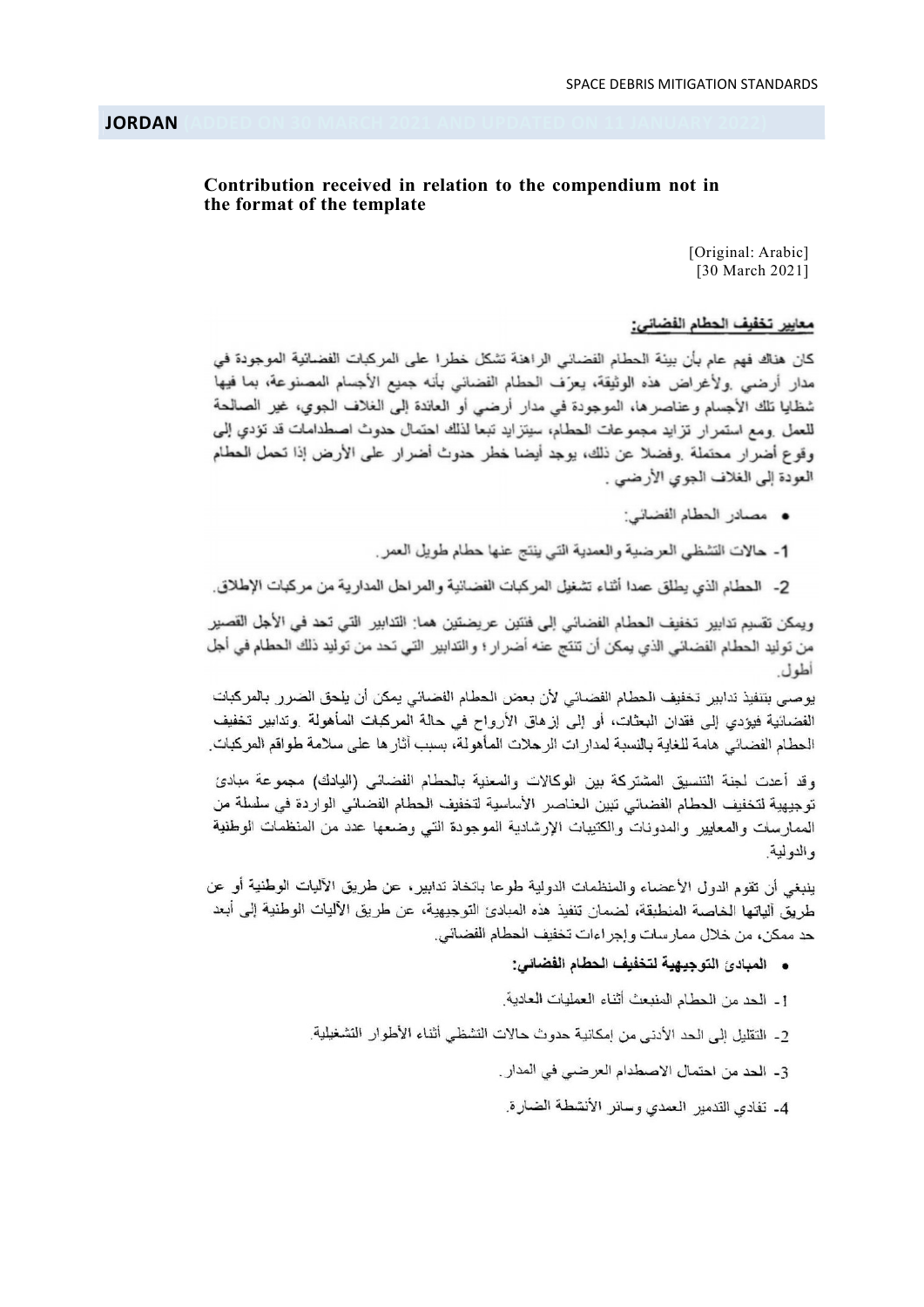## JORDAN (ADDED ON 30 MARCH 2021 AND UPDATED ON 11 JANUARY 2022)

**Contribution received in relation to the compendium not in the format of the template**

[Original: Arabic]
[30 March 2021]

**معايير تخفيف الحطام الفضائي:**

كان هناك فهم عام بأن بيئة الحطام الفضائي الراهنة تشكل خطرا على المركبات الفضائية الموجودة في مدار أرضي .ولأغراض هذه الوثيقة، يعرّف الحطام الفضائي بأنه جميع الأجسام المصنوعة، بما فيها شظايا تلك الأجسام وعناصرها، الموجودة في مدار أرضي أو العائدة إلى الغلاف الجوي، غير الصالحة للعمل .ومع استمرار تزايد مجموعات الحطام، سيتزايد تبعا لذلك احتمال حدوث اصطدامات قد تؤدي إلى وقوع أضرار محتملة .وفضلا عن ذلك، يوجد أيضا خطر حدوث أضرار على الأرض إذا تحمل الحطام العودة إلى الغلاف الجوي الأرضي .

- مصادر الحطام الفضائي:

1- حالات التشظي العرضية والعمدية التي ينتج عنها حطام طويل العمر.

2- الحطام الذي يطلق عمدا أثناء تشغيل المركبات الفضائية والمراحل المدارية من مركبات الإطلاق.

ويمكن تقسيم تدابير تخفيف الحطام الفضائي إلى فئتين عريضتين هما: التدابير التي تحد في الأجل القصير من توليد الحطام الفضائي الذي يمكن أن تنتج عنه أضرار؛ والتدابير التي تحد من توليد ذلك الحطام في أجل أطول.

يوصى بتنفيذ تدابير تخفيف الحطام الفضائي لأن بعض الحطام الفضائي يمكن أن يلحق الضرر بالمركبات الفضائية فيؤدي إلى فقدان البعثات، أو إلى إزهاق الأرواح في حالة المركبات المأهولة .وتدابير تخفيف الحطام الفضائي هامة للغاية بالنسبة لمدارات الرحلات المأهولة، بسبب آثارها على سلامة طواقم المركبات.

وقد أعدت لجنة التنسيق المشتركة بين الوكالات والمعنية بالحطام الفضائي (اليادك) مجموعة مبادئ توجيهية لتخفيف الحطام الفضائي تبين العناصر الأساسية لتخفيف الحطام الفضائي الواردة في سلسلة من الممارسات والمعايير والمدونات والكتيبات الإرشادية الموجودة التي وضعها عدد من المنظمات الوطنية والدولية.

ينبغي أن تقوم الدول الأعضاء والمنظمات الدولية طوعا باتخاذ تدابير، عن طريق الآليات الوطنية أو عن طريق آلياتها الخاصة المنطبقة؛ لضمان تنفيذ هذه المبادئ التوجيهية، عن طريق الآليات الوطنية إلى أبعد حد ممكن، من خلال ممارسات وإجراءات تخفيف الحطام الفضائي.

- **المبادئ التوجيهية لتخفيف الحطام الفضائي:**

1- الحد من الحطام المنبعث أثناء العمليات العادية.

2- التقليل إلى الحد الأدنى من إمكانية حدوث حالات التشظي أثناء الأطوار التشغيلية.

3- الحد من احتمال الاصطدام العرضي في المدار.

4- تفادي التدمير العمدي وسائر الأنشطة الضارة.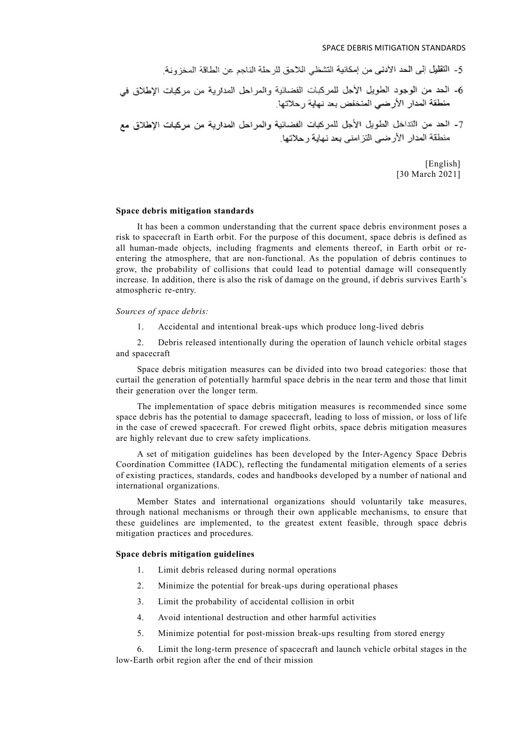5- التقليل إلى الحد الأدنى من إمكانية التشظي اللاحق للرحلة الناجم عن الطاقة المخزونة.

6- الحد من الوجود الطويل الأجل للمركبات الفضائية والمراحل المدارية من مركبات الإطلاق في منطقة المدار الأرضي المنخفض بعد نهاية رحلاتها.

7- الحد من التداخل الطويل الأجل للمركبات الفضائية والمراحل المدارية من مركبات الإطلاق مع منطقة المدار الأرضي التزامني بعد نهاية رحلاتها.

[English]
[30 March 2021]

**Space debris mitigation standards**

It has been a common understanding that the current space debris environment poses a risk to spacecraft in Earth orbit. For the purpose of this document, space debris is defined as all human-made objects, including fragments and elements thereof, in Earth orbit or re-entering the atmosphere, that are non-functional. As the population of debris continues to grow, the probability of collisions that could lead to potential damage will consequently increase. In addition, there is also the risk of damage on the ground, if debris survives Earth's atmospheric re-entry.

*Sources of space debris:*

1. Accidental and intentional break-ups which produce long-lived debris

2. Debris released intentionally during the operation of launch vehicle orbital stages and spacecraft

Space debris mitigation measures can be divided into two broad categories: those that curtail the generation of potentially harmful space debris in the near term and those that limit their generation over the longer term.

The implementation of space debris mitigation measures is recommended since some space debris has the potential to damage spacecraft, leading to loss of mission, or loss of life in the case of crewed spacecraft. For crewed flight orbits, space debris mitigation measures are highly relevant due to crew safety implications.

A set of mitigation guidelines has been developed by the Inter-Agency Space Debris Coordination Committee (IADC), reflecting the fundamental mitigation elements of a series of existing practices, standards, codes and handbooks developed by a number of national and international organizations.

Member States and international organizations should voluntarily take measures, through national mechanisms or through their own applicable mechanisms, to ensure that these guidelines are implemented, to the greatest extent feasible, through space debris mitigation practices and procedures.

**Space debris mitigation guidelines**

1. Limit debris released during normal operations

2. Minimize the potential for break-ups during operational phases

3. Limit the probability of accidental collision in orbit

4. Avoid intentional destruction and other harmful activities

5. Minimize potential for post-mission break-ups resulting from stored energy

6. Limit the long-term presence of spacecraft and launch vehicle orbital stages in the low-Earth orbit region after the end of their mission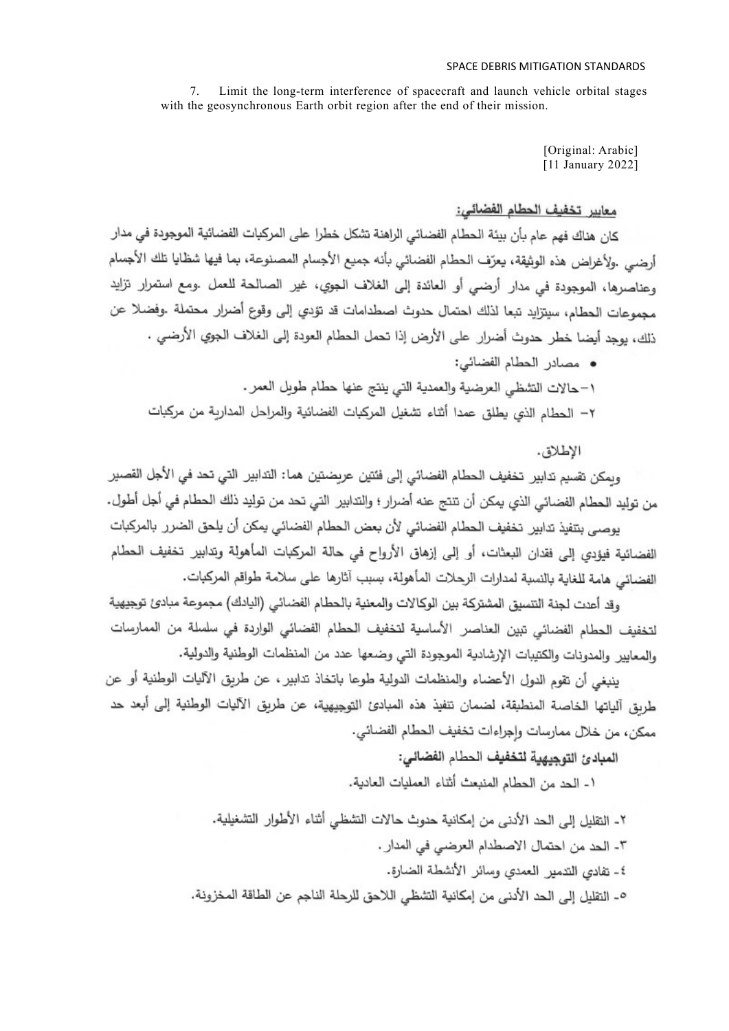7. Limit the long-term interference of spacecraft and launch vehicle orbital stages with the geosynchronous Earth orbit region after the end of their mission.

[Original: Arabic]
[11 January 2022]

## معايير تخفيف الحطام الفضائي:

كان هناك فهم عام بأن بيئة الحطام الفضائي الراهنة تشكل خطرا على المركبات الفضائية الموجودة في مدار أرضي .ولأغراض هذه الوثيقة، يعرّف الحطام الفضائي بأنه جميع الأجسام المصنوعة، بما فيها شظايا تلك الأجسام وعناصرها، الموجودة في مدار أرضي أو العائدة إلى الغلاف الجوي، غير الصالحة للعمل .ومع استمرار تزايد مجموعات الحطام، سيتزايد تبعا لذلك احتمال حدوث اصطدامات قد تؤدي إلى وقوع أضرار محتملة .وفضلا عن ذلك، يوجد أيضا خطر حدوث أضرار على الأرض إذا تحمل الحطام العودة إلى الغلاف الجوي الأرضي .

- مصادر الحطام الفضائي:

١- حالات التشظي العرضية والعمدية التي ينتج عنها حطام طويل العمر.

٢- الحطام الذي يطلق عمدا أثناء تشغيل المركبات الفضائية والمراحل المدارية من مركبات الإطلاق.

ويمكن تقسيم تدابير تخفيف الحطام الفضائي إلى فئتين عريضتين هما: التدابير التي تحد في الأجل القصير من توليد الحطام الفضائي الذي يمكن أن تنتج عنه أضرار؛ والتدابير التي تحد من توليد ذلك الحطام في أجل أطول.

يوصى بتنفيذ تدابير تخفيف الحطام الفضائي لأن بعض الحطام الفضائي يمكن أن يلحق الضرر بالمركبات الفضائية فيؤدي إلى فقدان البعثات، أو إلى إزهاق الأرواح في حالة المركبات المأهولة وتدابير تخفيف الحطام الفضائي هامة للغاية بالنسبة لمدارات الرحلات المأهولة، بسبب آثارها على سلامة طواقم المركبات.

وقد أعدت لجنة التنسيق المشتركة بين الوكالات والمعنية بالحطام الفضائي (اليادك) مجموعة مبادئ توجيهية لتخفيف الحطام الفضائي تبين العناصر الأساسية لتخفيف الحطام الفضائي الواردة في سلسلة من الممارسات والمعايير والمدونات والكتيبات الإرشادية الموجودة التي وضعها عدد من المنظمات الوطنية والدولية.

ينبغي أن تقوم الدول الأعضاء والمنظمات الدولية طوعا باتخاذ تدابير، عن طريق الآليات الوطنية أو عن طريق آلياتها الخاصة المنطبقة، لضمان تنفيذ هذه المبادئ التوجيهية، عن طريق الآليات الوطنية إلى أبعد حد ممكن، من خلال ممارسات وإجراءات تخفيف الحطام الفضائي.

**المبادئ التوجيهية لتخفيف الحطام الفضائي:**

١- الحد من الحطام المنبعث أثناء العمليات العادية.

٢- التقليل إلى الحد الأدنى من إمكانية حدوث حالات التشظي أثناء الأطوار التشغيلية.

٣- الحد من احتمال الاصطدام العرضي في المدار.

٤- تفادي التدمير العمدي وسائر الأنشطة الضارة.

٥- التقليل إلى الحد الأدنى من إمكانية التشظي اللاحق للرحلة الناجم عن الطاقة المخزونة.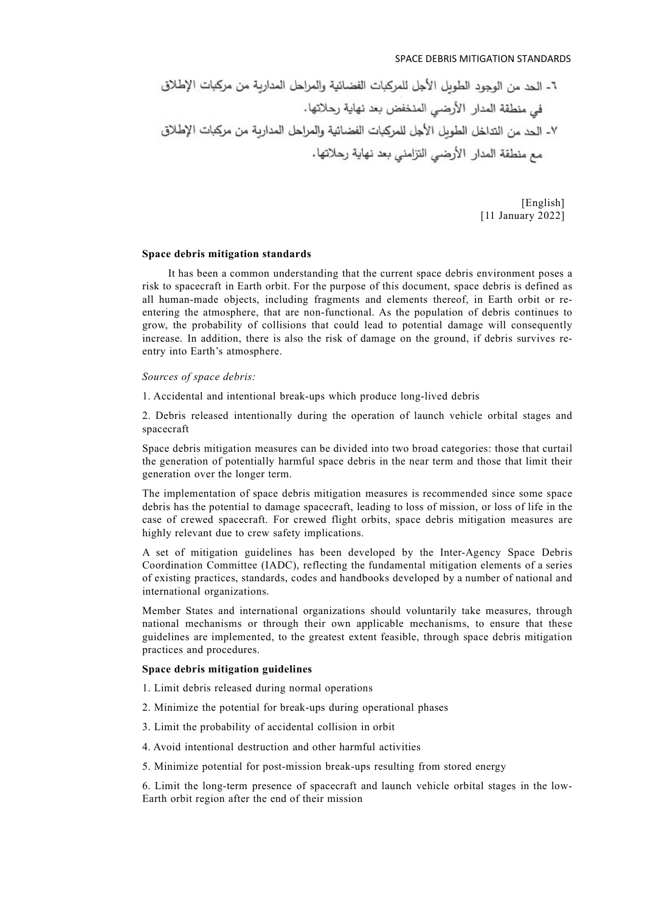٦- الحد من الوجود الطويل الأجل للمركبات الفضائية والمراحل المدارية من مركبات الإطلاق في منطقة المدار الأرضي المنخفض بعد نهاية رحلاتها.

٧- الحد من التداخل الطويل الأجل للمركبات الفضائية والمراحل المدارية من مركبات الإطلاق مع منطقة المدار الأرضي التزامني بعد نهاية رحلاتها.

[English]
[11 January 2022]

**Space debris mitigation standards**

It has been a common understanding that the current space debris environment poses a risk to spacecraft in Earth orbit. For the purpose of this document, space debris is defined as all human-made objects, including fragments and elements thereof, in Earth orbit or re-entering the atmosphere, that are non-functional. As the population of debris continues to grow, the probability of collisions that could lead to potential damage will consequently increase. In addition, there is also the risk of damage on the ground, if debris survives re-entry into Earth's atmosphere.

*Sources of space debris:*

1. Accidental and intentional break-ups which produce long-lived debris

2. Debris released intentionally during the operation of launch vehicle orbital stages and spacecraft

Space debris mitigation measures can be divided into two broad categories: those that curtail the generation of potentially harmful space debris in the near term and those that limit their generation over the longer term.

The implementation of space debris mitigation measures is recommended since some space debris has the potential to damage spacecraft, leading to loss of mission, or loss of life in the case of crewed spacecraft. For crewed flight orbits, space debris mitigation measures are highly relevant due to crew safety implications.

A set of mitigation guidelines has been developed by the Inter-Agency Space Debris Coordination Committee (IADC), reflecting the fundamental mitigation elements of a series of existing practices, standards, codes and handbooks developed by a number of national and international organizations.

Member States and international organizations should voluntarily take measures, through national mechanisms or through their own applicable mechanisms, to ensure that these guidelines are implemented, to the greatest extent feasible, through space debris mitigation practices and procedures.

**Space debris mitigation guidelines**

1. Limit debris released during normal operations

2. Minimize the potential for break-ups during operational phases

3. Limit the probability of accidental collision in orbit

4. Avoid intentional destruction and other harmful activities

5. Minimize potential for post-mission break-ups resulting from stored energy

6. Limit the long-term presence of spacecraft and launch vehicle orbital stages in the low-Earth orbit region after the end of their mission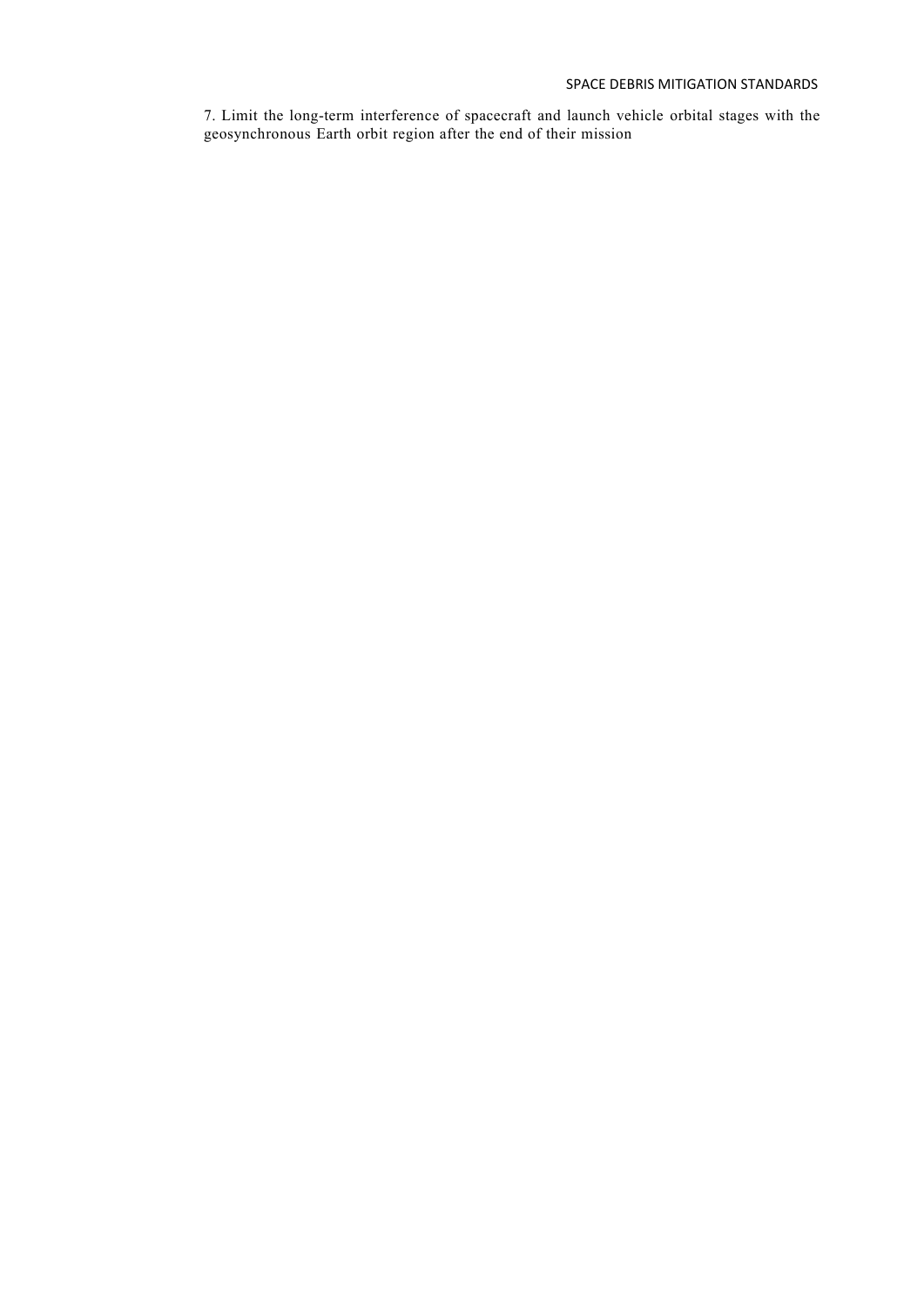7. Limit the long-term interference of spacecraft and launch vehicle orbital stages with the geosynchronous Earth orbit region after the end of their mission